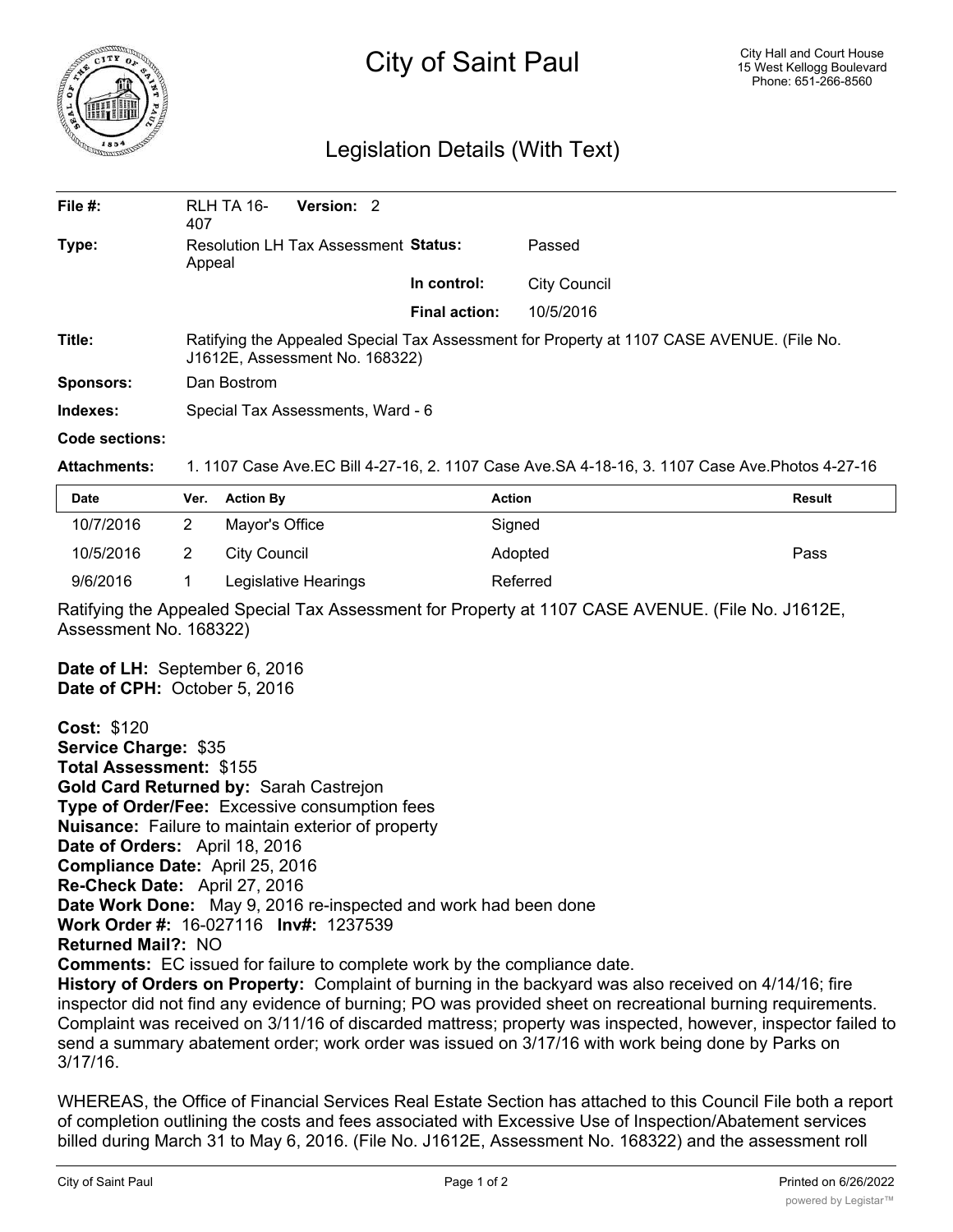# City of Saint Paul

City Hall and Court House
15 West Kellogg Boulevard
Phone: 651-266-8560

## Legislation Details (With Text)

| | | | |
|---|---|---|---|
| **File #:** | RLH TA 16-407 **Version:** 2 | | |
| **Type:** | Resolution LH Tax Assessment Appeal | **Status:** | Passed |
| | | **In control:** | City Council |
| | | **Final action:** | 10/5/2016 |
| **Title:** | Ratifying the Appealed Special Tax Assessment for Property at 1107 CASE AVENUE. (File No. J1612E, Assessment No. 168322) | | |
| **Sponsors:** | Dan Bostrom | | |
| **Indexes:** | Special Tax Assessments, Ward - 6 | | |
| **Code sections:** | | | |
| **Attachments:** | 1. 1107 Case Ave.EC Bill 4-27-16, 2. 1107 Case Ave.SA 4-18-16, 3. 1107 Case Ave.Photos 4-27-16 | | |

| Date | Ver. | Action By | Action | Result |
|---|---|---|---|---|
| 10/7/2016 | 2 | Mayor's Office | Signed | |
| 10/5/2016 | 2 | City Council | Adopted | Pass |
| 9/6/2016 | 1 | Legislative Hearings | Referred | |

Ratifying the Appealed Special Tax Assessment for Property at 1107 CASE AVENUE. (File No. J1612E, Assessment No. 168322)

**Date of LH:** September 6, 2016
**Date of CPH:** October 5, 2016

**Cost:** $120
**Service Charge:** $35
**Total Assessment:** $155
**Gold Card Returned by:** Sarah Castrejon
**Type of Order/Fee:** Excessive consumption fees
**Nuisance:** Failure to maintain exterior of property
**Date of Orders:** April 18, 2016
**Compliance Date:** April 25, 2016
**Re-Check Date:** April 27, 2016
**Date Work Done:** May 9, 2016 re-inspected and work had been done
**Work Order #:** 16-027116 **Inv#:** 1237539
**Returned Mail?:** NO
**Comments:** EC issued for failure to complete work by the compliance date.
**History of Orders on Property:** Complaint of burning in the backyard was also received on 4/14/16; fire inspector did not find any evidence of burning; PO was provided sheet on recreational burning requirements. Complaint was received on 3/11/16 of discarded mattress; property was inspected, however, inspector failed to send a summary abatement order; work order was issued on 3/17/16 with work being done by Parks on 3/17/16.

WHEREAS, the Office of Financial Services Real Estate Section has attached to this Council File both a report of completion outlining the costs and fees associated with Excessive Use of Inspection/Abatement services billed during March 31 to May 6, 2016. (File No. J1612E, Assessment No. 168322) and the assessment roll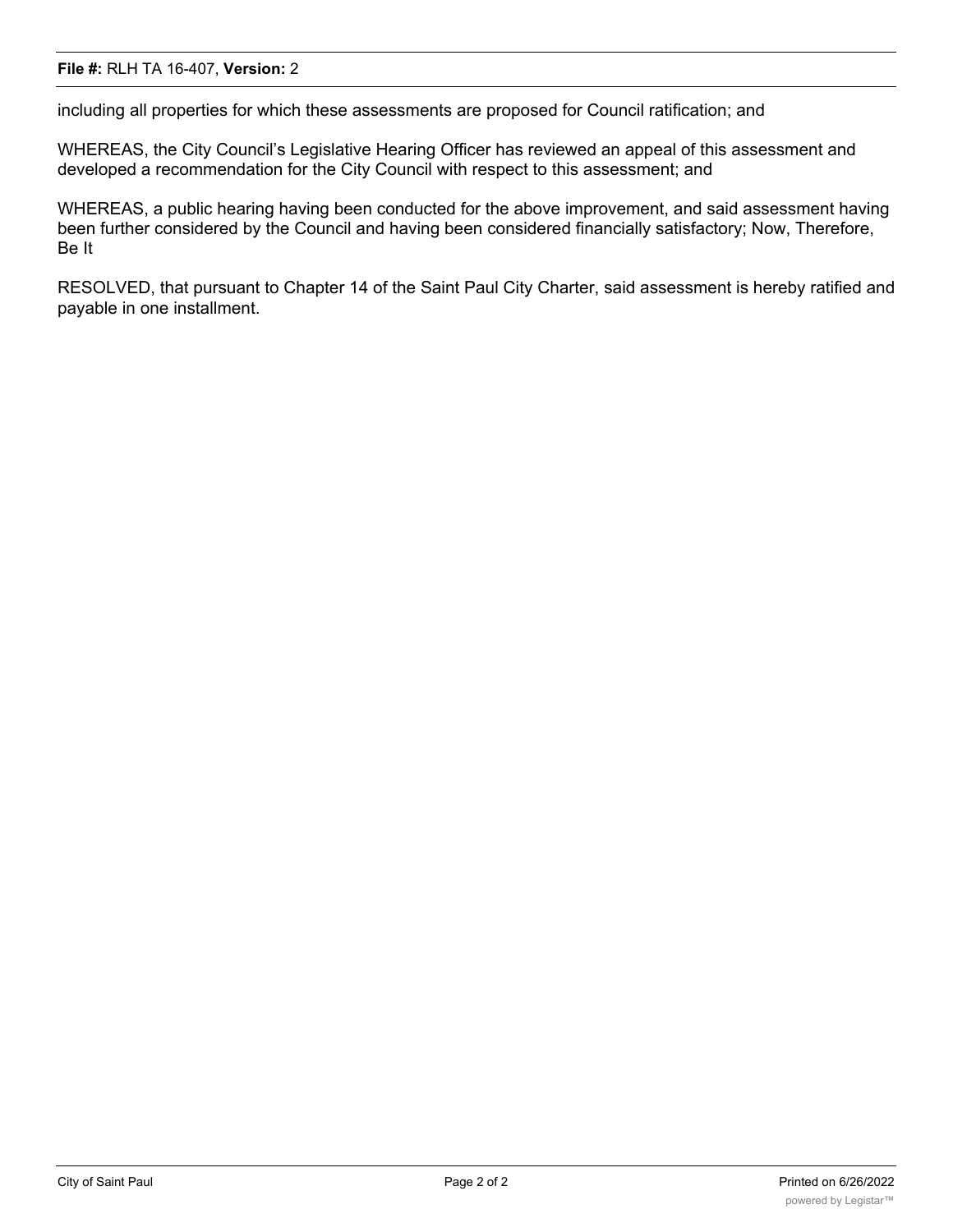including all properties for which these assessments are proposed for Council ratification; and

WHEREAS, the City Council's Legislative Hearing Officer has reviewed an appeal of this assessment and developed a recommendation for the City Council with respect to this assessment; and

WHEREAS, a public hearing having been conducted for the above improvement, and said assessment having been further considered by the Council and having been considered financially satisfactory; Now, Therefore, Be It

RESOLVED, that pursuant to Chapter 14 of the Saint Paul City Charter, said assessment is hereby ratified and payable in one installment.